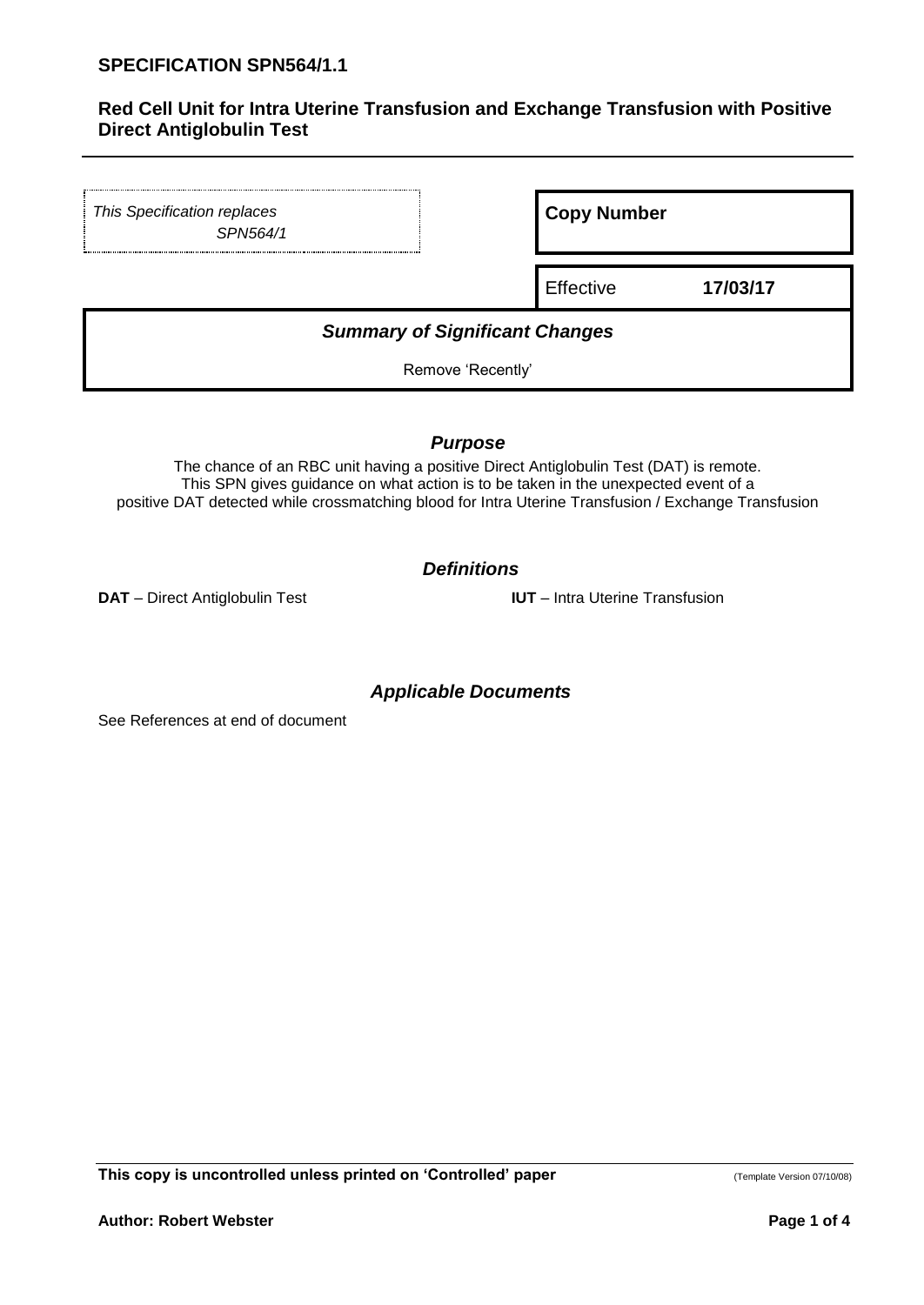# SPECIFICATION SPN564/1.1

## Red Cell Unit for Intra Uterine Transfusion and Exchange Transfusion with Positive Direct Antiglobulin Test

*This Specification replaces SPN564/1*

**Copy Number**

Effective **17/03/17**

### *Summary of Significant Changes*

Remove 'Recently'

### *Purpose*

The chance of an RBC unit having a positive Direct Antiglobulin Test (DAT) is remote. This SPN gives guidance on what action is to be taken in the unexpected event of a positive DAT detected while crossmatching blood for Intra Uterine Transfusion / Exchange Transfusion

### *Definitions*

**DAT** – Direct Antiglobulin Test

**IUT** – Intra Uterine Transfusion

### *Applicable Documents*

See References at end of document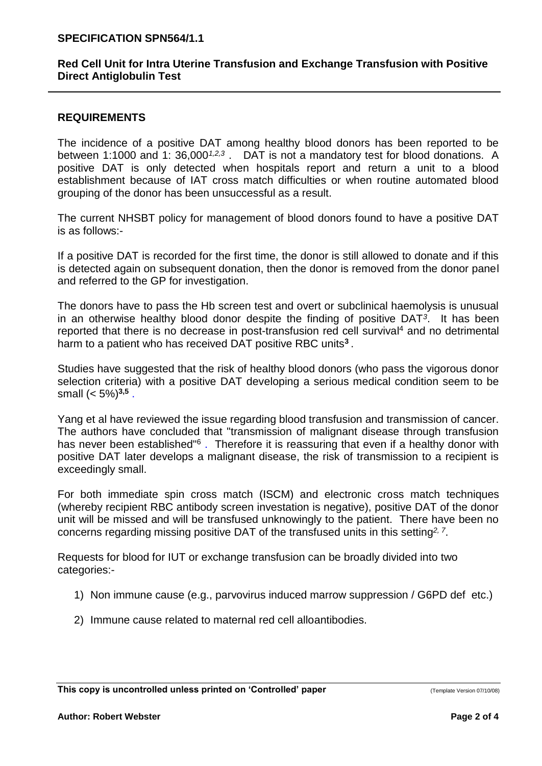## REQUIREMENTS

The incidence of a positive DAT among healthy blood donors has been reported to be between 1:1000 and 1: 36,000[1,2,3] . DAT is not a mandatory test for blood donations. A positive DAT is only detected when hospitals report and return a unit to a blood establishment because of IAT cross match difficulties or when routine automated blood grouping of the donor has been unsuccessful as a result.

The current NHSBT policy for management of blood donors found to have a positive DAT is as follows:-

If a positive DAT is recorded for the first time, the donor is still allowed to donate and if this is detected again on subsequent donation, then the donor is removed from the donor panel and referred to the GP for investigation.

The donors have to pass the Hb screen test and overt or subclinical haemolysis is unusual in an otherwise healthy blood donor despite the finding of positive DAT[3]. It has been reported that there is no decrease in post-transfusion red cell survival[4] and no detrimental harm to a patient who has received DAT positive RBC units[3] .

Studies have suggested that the risk of healthy blood donors (who pass the vigorous donor selection criteria) with a positive DAT developing a serious medical condition seem to be small (< 5%)[3,5] .

Yang et al have reviewed the issue regarding blood transfusion and transmission of cancer. The authors have concluded that "transmission of malignant disease through transfusion has never been established"[6] . Therefore it is reassuring that even if a healthy donor with positive DAT later develops a malignant disease, the risk of transmission to a recipient is exceedingly small.

For both immediate spin cross match (ISCM) and electronic cross match techniques (whereby recipient RBC antibody screen investation is negative), positive DAT of the donor unit will be missed and will be transfused unknowingly to the patient. There have been no concerns regarding missing positive DAT of the transfused units in this setting[2, 7].

Requests for blood for IUT or exchange transfusion can be broadly divided into two categories:-

1) Non immune cause (e.g., parvovirus induced marrow suppression / G6PD def etc.)

2) Immune cause related to maternal red cell alloantibodies.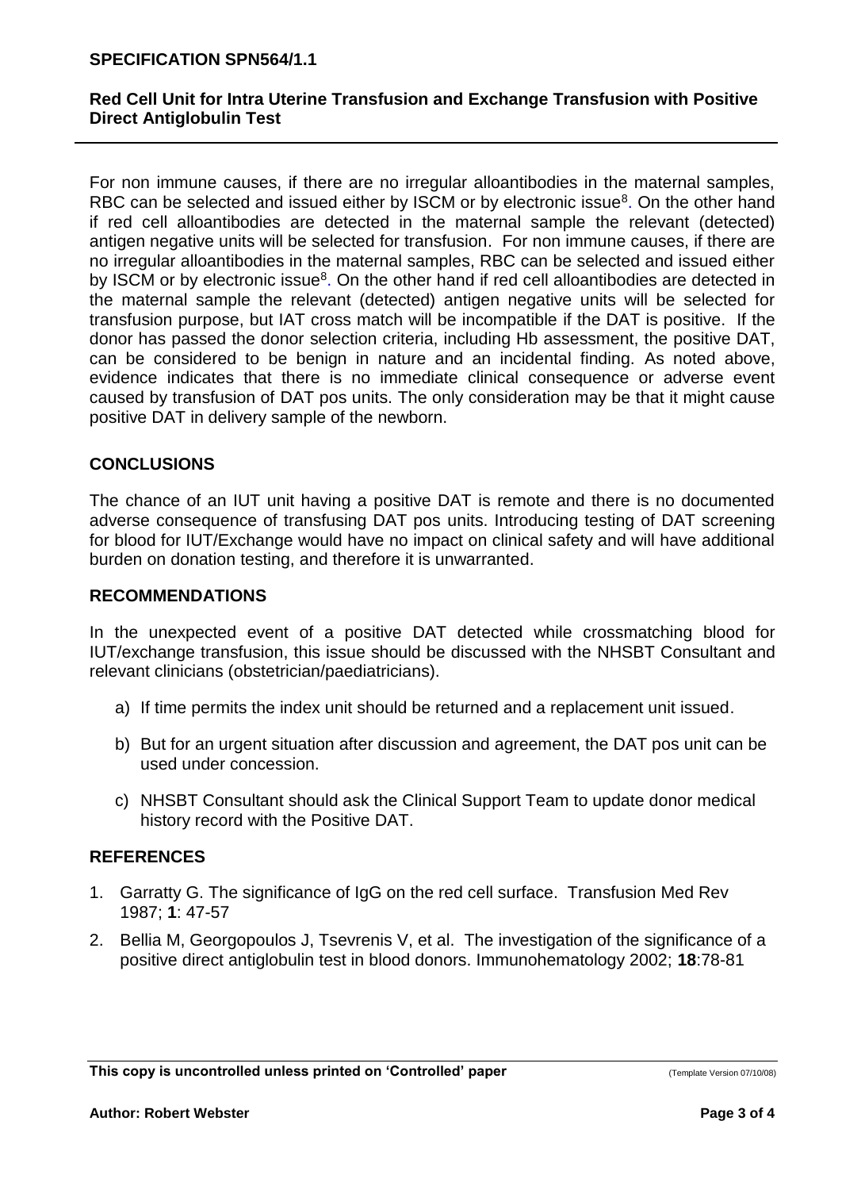For non immune causes, if there are no irregular alloantibodies in the maternal samples, RBC can be selected and issued either by ISCM or by electronic issue[8]. On the other hand if red cell alloantibodies are detected in the maternal sample the relevant (detected) antigen negative units will be selected for transfusion. For non immune causes, if there are no irregular alloantibodies in the maternal samples, RBC can be selected and issued either by ISCM or by electronic issue[8]. On the other hand if red cell alloantibodies are detected in the maternal sample the relevant (detected) antigen negative units will be selected for transfusion purpose, but IAT cross match will be incompatible if the DAT is positive. If the donor has passed the donor selection criteria, including Hb assessment, the positive DAT, can be considered to be benign in nature and an incidental finding. As noted above, evidence indicates that there is no immediate clinical consequence or adverse event caused by transfusion of DAT pos units. The only consideration may be that it might cause positive DAT in delivery sample of the newborn.

## CONCLUSIONS

The chance of an IUT unit having a positive DAT is remote and there is no documented adverse consequence of transfusing DAT pos units. Introducing testing of DAT screening for blood for IUT/Exchange would have no impact on clinical safety and will have additional burden on donation testing, and therefore it is unwarranted.

## RECOMMENDATIONS

In the unexpected event of a positive DAT detected while crossmatching blood for IUT/exchange transfusion, this issue should be discussed with the NHSBT Consultant and relevant clinicians (obstetrician/paediatricians).

a) If time permits the index unit should be returned and a replacement unit issued.

b) But for an urgent situation after discussion and agreement, the DAT pos unit can be used under concession.

c) NHSBT Consultant should ask the Clinical Support Team to update donor medical history record with the Positive DAT.

## REFERENCES

1. Garratty G. The significance of IgG on the red cell surface. Transfusion Med Rev 1987; **1**: 47-57
2. Bellia M, Georgopoulos J, Tsevrenis V, et al. The investigation of the significance of a positive direct antiglobulin test in blood donors. Immunohematology 2002; **18**:78-81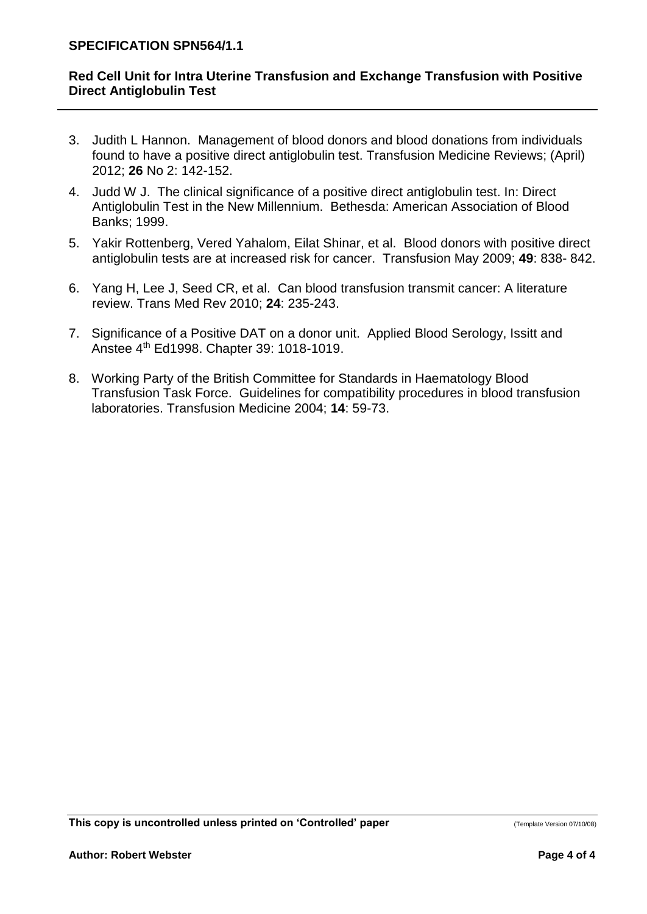3. Judith L Hannon. Management of blood donors and blood donations from individuals found to have a positive direct antiglobulin test. Transfusion Medicine Reviews; (April) 2012; **26** No 2: 142-152.

4. Judd W J. The clinical significance of a positive direct antiglobulin test. In: Direct Antiglobulin Test in the New Millennium. Bethesda: American Association of Blood Banks; 1999.

5. Yakir Rottenberg, Vered Yahalom, Eilat Shinar, et al. Blood donors with positive direct antiglobulin tests are at increased risk for cancer. Transfusion May 2009; **49**: 838- 842.

6. Yang H, Lee J, Seed CR, et al. Can blood transfusion transmit cancer: A literature review. Trans Med Rev 2010; **24**: 235-243.

7. Significance of a Positive DAT on a donor unit. Applied Blood Serology, Issitt and Anstee 4th Ed1998. Chapter 39: 1018-1019.

8. Working Party of the British Committee for Standards in Haematology Blood Transfusion Task Force. Guidelines for compatibility procedures in blood transfusion laboratories. Transfusion Medicine 2004; **14**: 59-73.